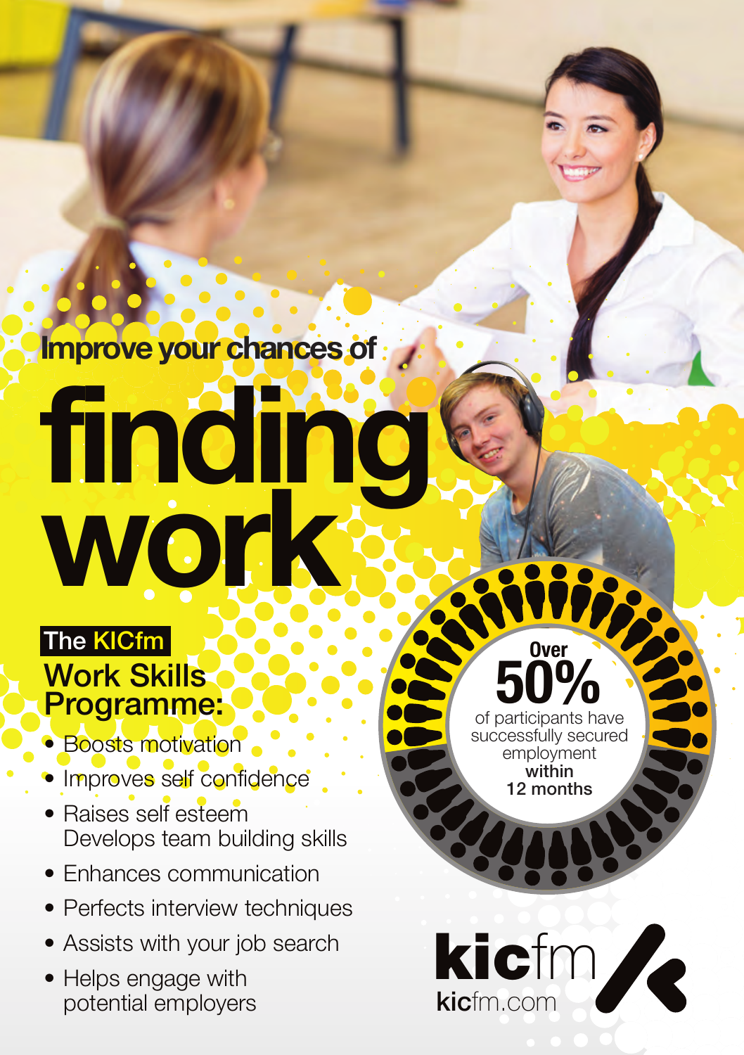Improve your chances of

# finding work

## The KICfm Work Skills Programme:

- Boosts motivation
- Improves self confidence
- Raises self esteem
  Develops team building skills
- Enhances communication
- Perfects interview techniques
- Assists with your job search
- Helps engage with potential employers

Over **50%** of participants have successfully secured employment **within 12 months**

kicfm

kicfm.com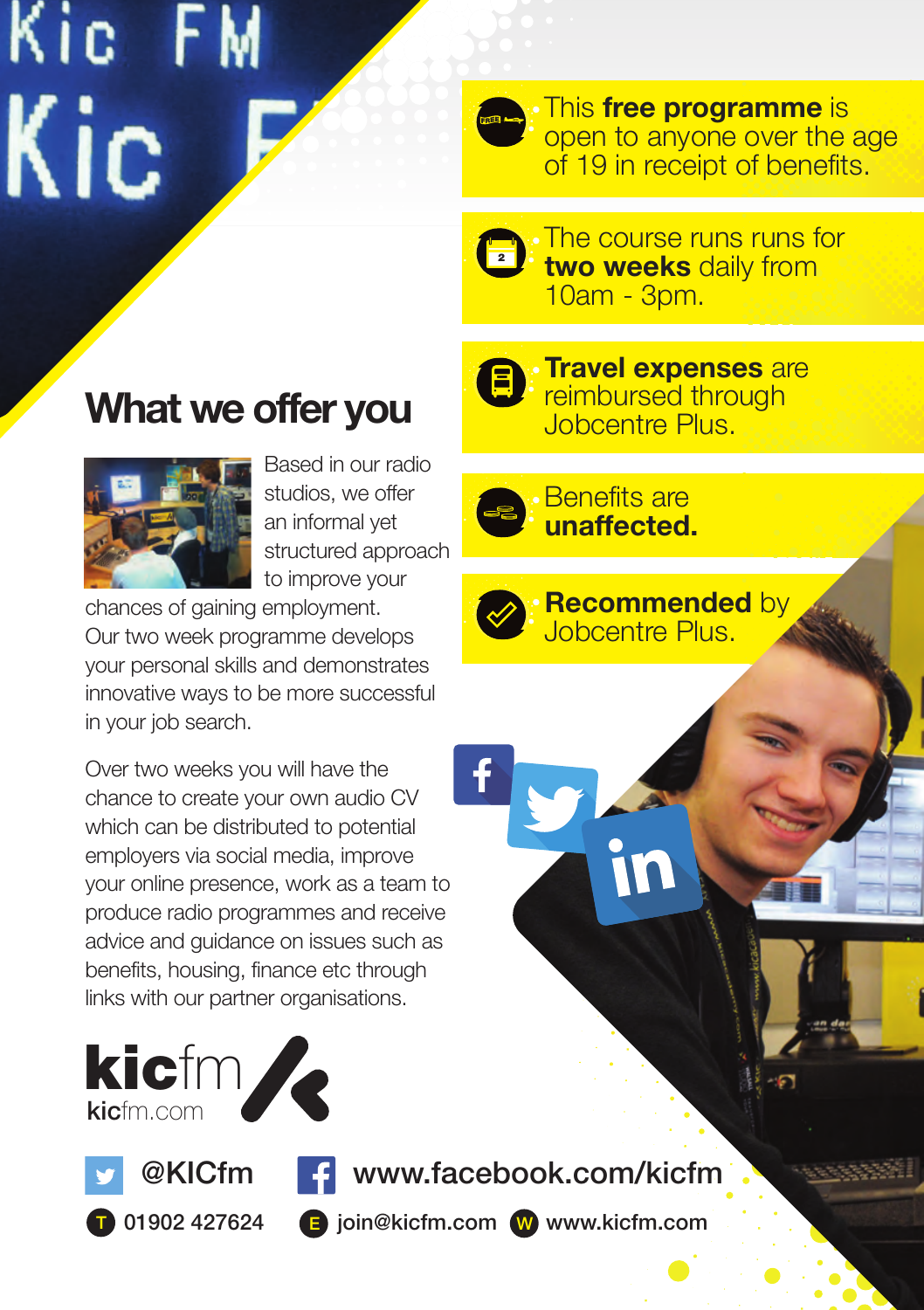## What we offer you

Based in our radio studios, we offer an informal yet structured approach to improve your chances of gaining employment. Our two week programme develops your personal skills and demonstrates innovative ways to be more successful in your job search.

Over two weeks you will have the chance to create your own audio CV which can be distributed to potential employers via social media, improve your online presence, work as a team to produce radio programmes and receive advice and guidance on issues such as benefits, housing, finance etc through links with our partner organisations.

- This **free programme** is open to anyone over the age of 19 in receipt of benefits.
- The course runs runs for **two weeks** daily from 10am - 3pm.
- **Travel expenses** are reimbursed through Jobcentre Plus.
- Benefits are **unaffected.**
- **Recommended** by Jobcentre Plus.

**kic**fm
**kic**fm.com

@KICfm

www.facebook.com/kicfm

T 01902 427624

E join@kicfm.com

W www.kicfm.com